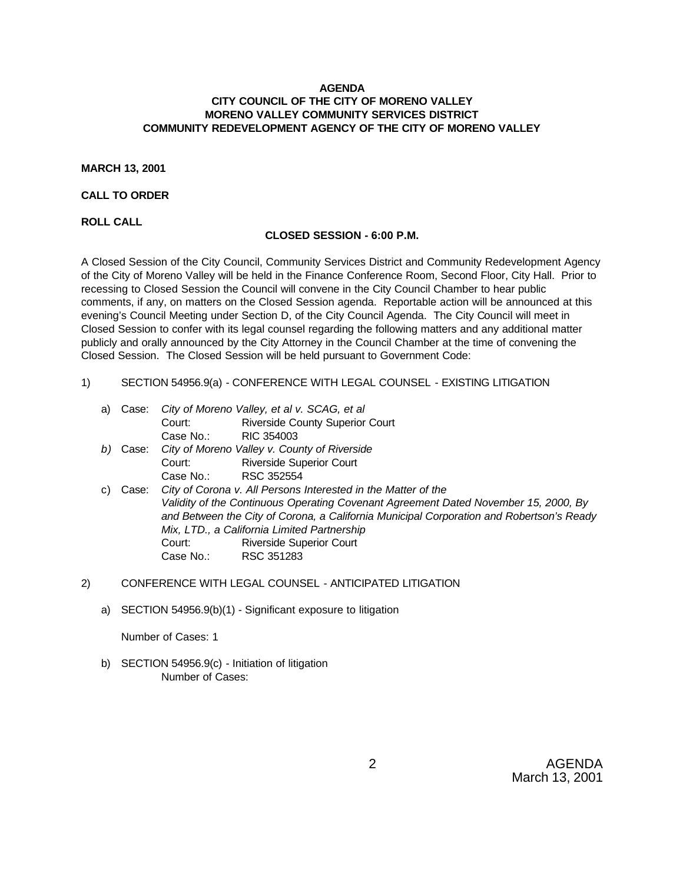**AGENDA**
**CITY COUNCIL OF THE CITY OF MORENO VALLEY**
**MORENO VALLEY COMMUNITY SERVICES DISTRICT**
**COMMUNITY REDEVELOPMENT AGENCY OF THE CITY OF MORENO VALLEY**

**MARCH 13, 2001**

**CALL TO ORDER**

**ROLL CALL**

**CLOSED SESSION - 6:00 P.M.**

A Closed Session of the City Council, Community Services District and Community Redevelopment Agency of the City of Moreno Valley will be held in the Finance Conference Room, Second Floor, City Hall. Prior to recessing to Closed Session the Council will convene in the City Council Chamber to hear public comments, if any, on matters on the Closed Session agenda. Reportable action will be announced at this evening's Council Meeting under Section D, of the City Council Agenda. The City Council will meet in Closed Session to confer with its legal counsel regarding the following matters and any additional matter publicly and orally announced by the City Attorney in the Council Chamber at the time of convening the Closed Session. The Closed Session will be held pursuant to Government Code:

1) SECTION 54956.9(a) - CONFERENCE WITH LEGAL COUNSEL - EXISTING LITIGATION

   a) Case: *City of Moreno Valley, et al v. SCAG, et al*
      Court: Riverside County Superior Court
      Case No.: RIC 354003

   *b)* Case: *City of Moreno Valley v. County of Riverside*
      Court: Riverside Superior Court
      Case No.: RSC 352554

   c) Case: *City of Corona v. All Persons Interested in the Matter of the Validity of the Continuous Operating Covenant Agreement Dated November 15, 2000, By and Between the City of Corona, a California Municipal Corporation and Robertson's Ready Mix, LTD., a California Limited Partnership*
      Court: Riverside Superior Court
      Case No.: RSC 351283

2) CONFERENCE WITH LEGAL COUNSEL - ANTICIPATED LITIGATION

   a) SECTION 54956.9(b)(1) - Significant exposure to litigation

      Number of Cases: 1

   b) SECTION 54956.9(c) - Initiation of litigation
      Number of Cases: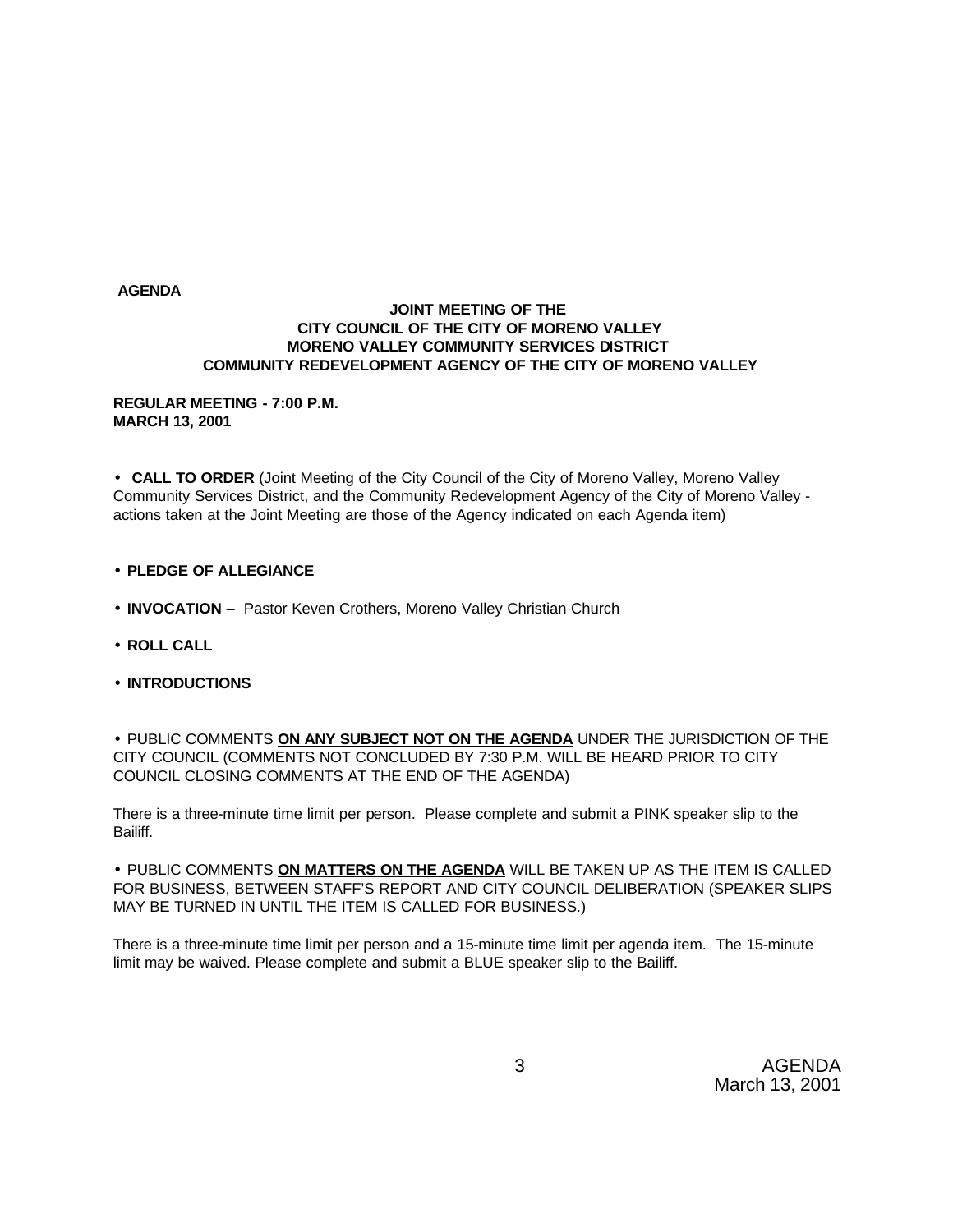**AGENDA**

**JOINT MEETING OF THE**
**CITY COUNCIL OF THE CITY OF MORENO VALLEY**
**MORENO VALLEY COMMUNITY SERVICES DISTRICT**
**COMMUNITY REDEVELOPMENT AGENCY OF THE CITY OF MORENO VALLEY**

**REGULAR MEETING - 7:00 P.M.**
**MARCH 13, 2001**

- **CALL TO ORDER** (Joint Meeting of the City Council of the City of Moreno Valley, Moreno Valley Community Services District, and the Community Redevelopment Agency of the City of Moreno Valley - actions taken at the Joint Meeting are those of the Agency indicated on each Agenda item)

- **PLEDGE OF ALLEGIANCE**

- **INVOCATION** – Pastor Keven Crothers, Moreno Valley Christian Church

- **ROLL CALL**

- **INTRODUCTIONS**

- PUBLIC COMMENTS **ON ANY SUBJECT NOT ON THE AGENDA** UNDER THE JURISDICTION OF THE CITY COUNCIL (COMMENTS NOT CONCLUDED BY 7:30 P.M. WILL BE HEARD PRIOR TO CITY COUNCIL CLOSING COMMENTS AT THE END OF THE AGENDA)

There is a three-minute time limit per person. Please complete and submit a PINK speaker slip to the Bailiff.

- PUBLIC COMMENTS **ON MATTERS ON THE AGENDA** WILL BE TAKEN UP AS THE ITEM IS CALLED FOR BUSINESS, BETWEEN STAFF'S REPORT AND CITY COUNCIL DELIBERATION (SPEAKER SLIPS MAY BE TURNED IN UNTIL THE ITEM IS CALLED FOR BUSINESS.)

There is a three-minute time limit per person and a 15-minute time limit per agenda item. The 15-minute limit may be waived. Please complete and submit a BLUE speaker slip to the Bailiff.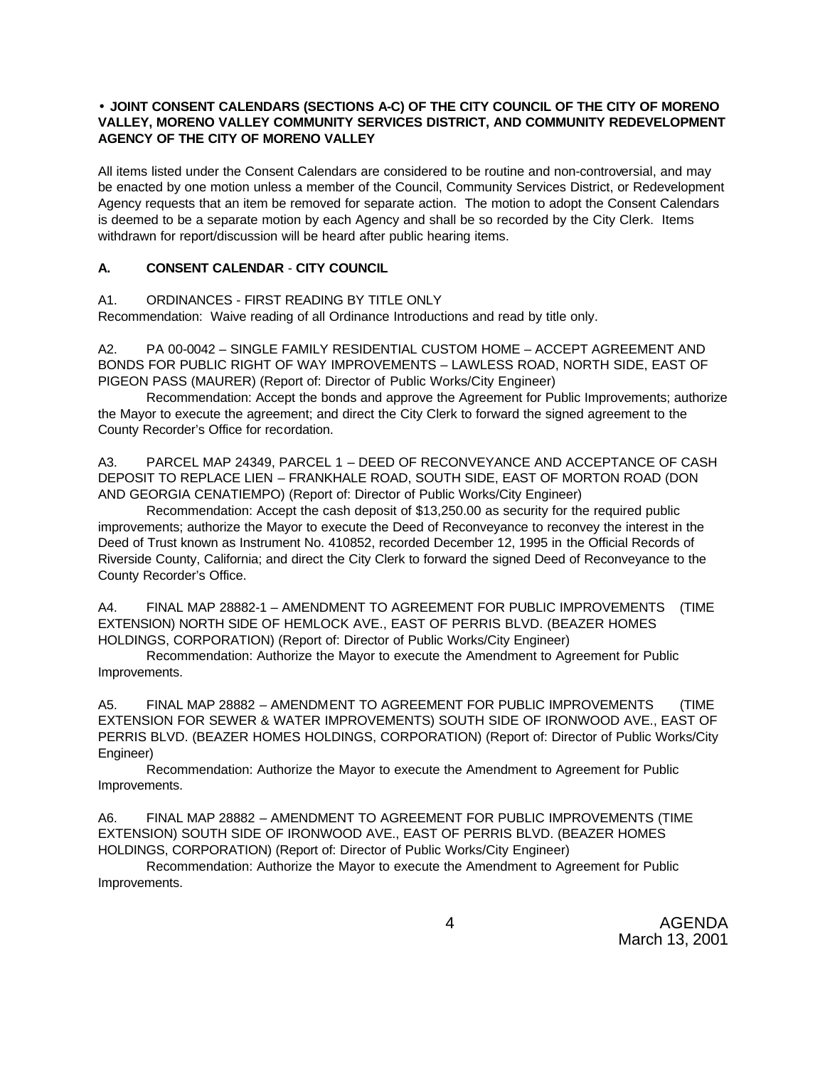• **JOINT CONSENT CALENDARS (SECTIONS A-C) OF THE CITY COUNCIL OF THE CITY OF MORENO VALLEY, MORENO VALLEY COMMUNITY SERVICES DISTRICT, AND COMMUNITY REDEVELOPMENT AGENCY OF THE CITY OF MORENO VALLEY**

All items listed under the Consent Calendars are considered to be routine and non-controversial, and may be enacted by one motion unless a member of the Council, Community Services District, or Redevelopment Agency requests that an item be removed for separate action. The motion to adopt the Consent Calendars is deemed to be a separate motion by each Agency and shall be so recorded by the City Clerk. Items withdrawn for report/discussion will be heard after public hearing items.

**A. CONSENT CALENDAR - CITY COUNCIL**

A1. ORDINANCES - FIRST READING BY TITLE ONLY
Recommendation: Waive reading of all Ordinance Introductions and read by title only.

A2. PA 00-0042 – SINGLE FAMILY RESIDENTIAL CUSTOM HOME – ACCEPT AGREEMENT AND BONDS FOR PUBLIC RIGHT OF WAY IMPROVEMENTS – LAWLESS ROAD, NORTH SIDE, EAST OF PIGEON PASS (MAURER) (Report of: Director of Public Works/City Engineer)

Recommendation: Accept the bonds and approve the Agreement for Public Improvements; authorize the Mayor to execute the agreement; and direct the City Clerk to forward the signed agreement to the County Recorder's Office for recordation.

A3. PARCEL MAP 24349, PARCEL 1 – DEED OF RECONVEYANCE AND ACCEPTANCE OF CASH DEPOSIT TO REPLACE LIEN – FRANKHALE ROAD, SOUTH SIDE, EAST OF MORTON ROAD (DON AND GEORGIA CENATIEMPO) (Report of: Director of Public Works/City Engineer)

Recommendation: Accept the cash deposit of $13,250.00 as security for the required public improvements; authorize the Mayor to execute the Deed of Reconveyance to reconvey the interest in the Deed of Trust known as Instrument No. 410852, recorded December 12, 1995 in the Official Records of Riverside County, California; and direct the City Clerk to forward the signed Deed of Reconveyance to the County Recorder's Office.

A4. FINAL MAP 28882-1 – AMENDMENT TO AGREEMENT FOR PUBLIC IMPROVEMENTS (TIME EXTENSION) NORTH SIDE OF HEMLOCK AVE., EAST OF PERRIS BLVD. (BEAZER HOMES HOLDINGS, CORPORATION) (Report of: Director of Public Works/City Engineer)

Recommendation: Authorize the Mayor to execute the Amendment to Agreement for Public Improvements.

A5. FINAL MAP 28882 – AMENDMENT TO AGREEMENT FOR PUBLIC IMPROVEMENTS (TIME EXTENSION FOR SEWER & WATER IMPROVEMENTS) SOUTH SIDE OF IRONWOOD AVE., EAST OF PERRIS BLVD. (BEAZER HOMES HOLDINGS, CORPORATION) (Report of: Director of Public Works/City Engineer)

Recommendation: Authorize the Mayor to execute the Amendment to Agreement for Public Improvements.

A6. FINAL MAP 28882 – AMENDMENT TO AGREEMENT FOR PUBLIC IMPROVEMENTS (TIME EXTENSION) SOUTH SIDE OF IRONWOOD AVE., EAST OF PERRIS BLVD. (BEAZER HOMES HOLDINGS, CORPORATION) (Report of: Director of Public Works/City Engineer)

Recommendation: Authorize the Mayor to execute the Amendment to Agreement for Public Improvements.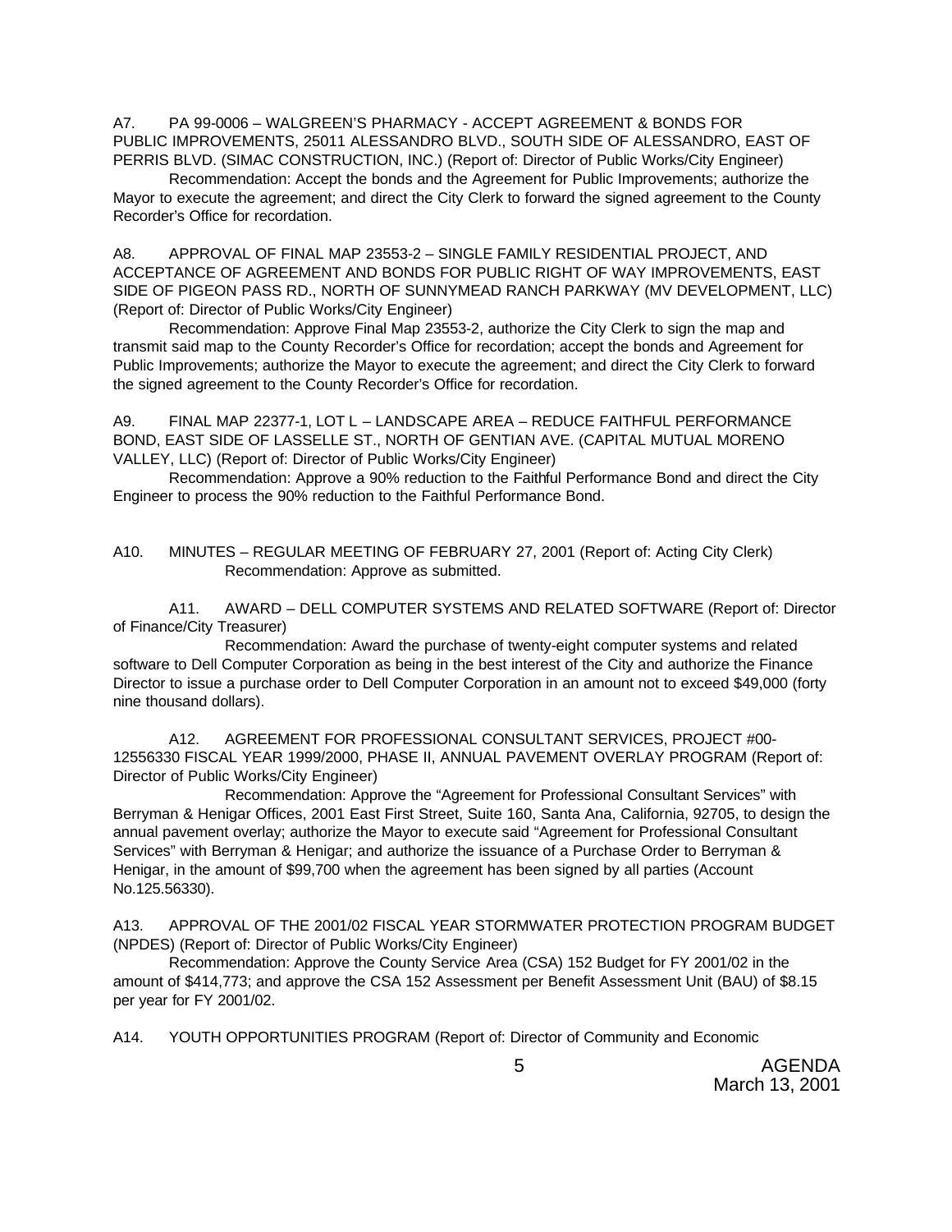A7. PA 99-0006 – WALGREEN'S PHARMACY - ACCEPT AGREEMENT & BONDS FOR PUBLIC IMPROVEMENTS, 25011 ALESSANDRO BLVD., SOUTH SIDE OF ALESSANDRO, EAST OF PERRIS BLVD. (SIMAC CONSTRUCTION, INC.) (Report of: Director of Public Works/City Engineer)

Recommendation: Accept the bonds and the Agreement for Public Improvements; authorize the Mayor to execute the agreement; and direct the City Clerk to forward the signed agreement to the County Recorder's Office for recordation.

A8. APPROVAL OF FINAL MAP 23553-2 – SINGLE FAMILY RESIDENTIAL PROJECT, AND ACCEPTANCE OF AGREEMENT AND BONDS FOR PUBLIC RIGHT OF WAY IMPROVEMENTS, EAST SIDE OF PIGEON PASS RD., NORTH OF SUNNYMEAD RANCH PARKWAY (MV DEVELOPMENT, LLC) (Report of: Director of Public Works/City Engineer)

Recommendation: Approve Final Map 23553-2, authorize the City Clerk to sign the map and transmit said map to the County Recorder's Office for recordation; accept the bonds and Agreement for Public Improvements; authorize the Mayor to execute the agreement; and direct the City Clerk to forward the signed agreement to the County Recorder's Office for recordation.

A9. FINAL MAP 22377-1, LOT L – LANDSCAPE AREA – REDUCE FAITHFUL PERFORMANCE BOND, EAST SIDE OF LASSELLE ST., NORTH OF GENTIAN AVE. (CAPITAL MUTUAL MORENO VALLEY, LLC) (Report of: Director of Public Works/City Engineer)

Recommendation: Approve a 90% reduction to the Faithful Performance Bond and direct the City Engineer to process the 90% reduction to the Faithful Performance Bond.

A10. MINUTES – REGULAR MEETING OF FEBRUARY 27, 2001 (Report of: Acting City Clerk)

Recommendation: Approve as submitted.

A11. AWARD – DELL COMPUTER SYSTEMS AND RELATED SOFTWARE (Report of: Director of Finance/City Treasurer)

Recommendation: Award the purchase of twenty-eight computer systems and related software to Dell Computer Corporation as being in the best interest of the City and authorize the Finance Director to issue a purchase order to Dell Computer Corporation in an amount not to exceed $49,000 (forty nine thousand dollars).

A12. AGREEMENT FOR PROFESSIONAL CONSULTANT SERVICES, PROJECT #00-12556330 FISCAL YEAR 1999/2000, PHASE II, ANNUAL PAVEMENT OVERLAY PROGRAM (Report of: Director of Public Works/City Engineer)

Recommendation: Approve the "Agreement for Professional Consultant Services" with Berryman & Henigar Offices, 2001 East First Street, Suite 160, Santa Ana, California, 92705, to design the annual pavement overlay; authorize the Mayor to execute said "Agreement for Professional Consultant Services" with Berryman & Henigar; and authorize the issuance of a Purchase Order to Berryman & Henigar, in the amount of $99,700 when the agreement has been signed by all parties (Account No.125.56330).

A13. APPROVAL OF THE 2001/02 FISCAL YEAR STORMWATER PROTECTION PROGRAM BUDGET (NPDES) (Report of: Director of Public Works/City Engineer)

Recommendation: Approve the County Service Area (CSA) 152 Budget for FY 2001/02 in the amount of $414,773; and approve the CSA 152 Assessment per Benefit Assessment Unit (BAU) of $8.15 per year for FY 2001/02.

A14. YOUTH OPPORTUNITIES PROGRAM (Report of: Director of Community and Economic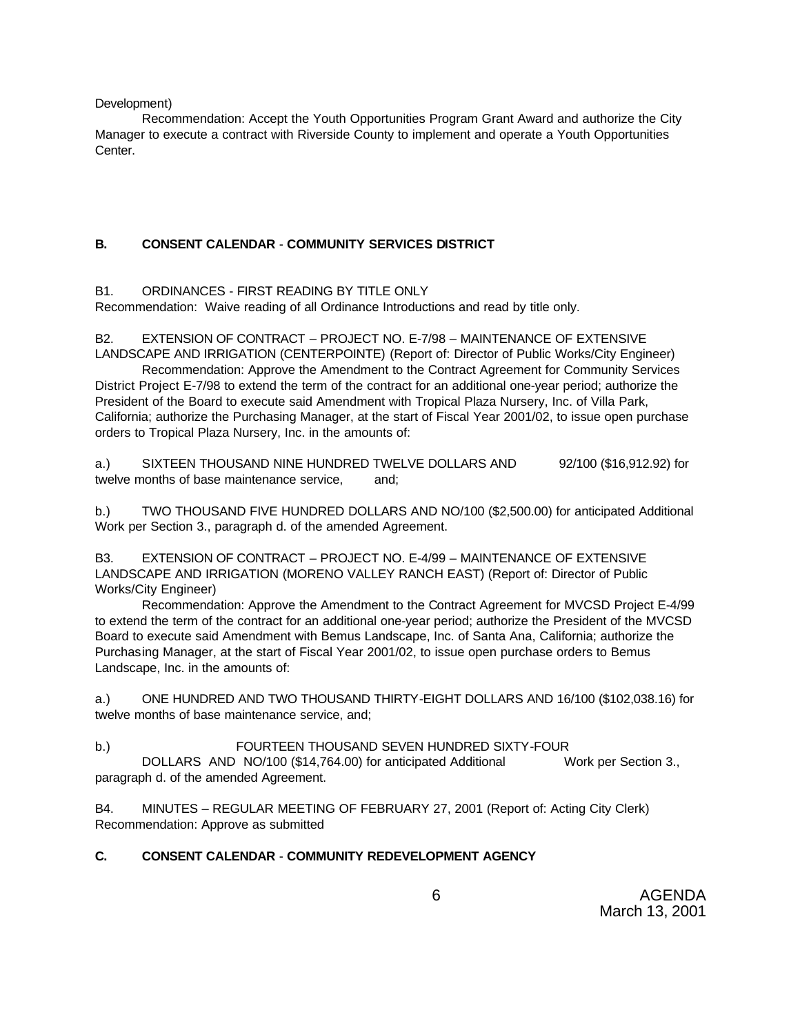Development)

Recommendation: Accept the Youth Opportunities Program Grant Award and authorize the City Manager to execute a contract with Riverside County to implement and operate a Youth Opportunities Center.

**B. CONSENT CALENDAR - COMMUNITY SERVICES DISTRICT**

B1. ORDINANCES - FIRST READING BY TITLE ONLY
Recommendation: Waive reading of all Ordinance Introductions and read by title only.

B2. EXTENSION OF CONTRACT – PROJECT NO. E-7/98 – MAINTENANCE OF EXTENSIVE LANDSCAPE AND IRRIGATION (CENTERPOINTE) (Report of: Director of Public Works/City Engineer)

Recommendation: Approve the Amendment to the Contract Agreement for Community Services District Project E-7/98 to extend the term of the contract for an additional one-year period; authorize the President of the Board to execute said Amendment with Tropical Plaza Nursery, Inc. of Villa Park, California; authorize the Purchasing Manager, at the start of Fiscal Year 2001/02, to issue open purchase orders to Tropical Plaza Nursery, Inc. in the amounts of:

a.) SIXTEEN THOUSAND NINE HUNDRED TWELVE DOLLARS AND 92/100 ($16,912.92) for twelve months of base maintenance service, and;

b.) TWO THOUSAND FIVE HUNDRED DOLLARS AND NO/100 ($2,500.00) for anticipated Additional Work per Section 3., paragraph d. of the amended Agreement.

B3. EXTENSION OF CONTRACT – PROJECT NO. E-4/99 – MAINTENANCE OF EXTENSIVE LANDSCAPE AND IRRIGATION (MORENO VALLEY RANCH EAST) (Report of: Director of Public Works/City Engineer)

Recommendation: Approve the Amendment to the Contract Agreement for MVCSD Project E-4/99 to extend the term of the contract for an additional one-year period; authorize the President of the MVCSD Board to execute said Amendment with Bemus Landscape, Inc. of Santa Ana, California; authorize the Purchasing Manager, at the start of Fiscal Year 2001/02, to issue open purchase orders to Bemus Landscape, Inc. in the amounts of:

a.) ONE HUNDRED AND TWO THOUSAND THIRTY-EIGHT DOLLARS AND 16/100 ($102,038.16) for twelve months of base maintenance service, and;

b.) FOURTEEN THOUSAND SEVEN HUNDRED SIXTY-FOUR DOLLARS AND NO/100 ($14,764.00) for anticipated Additional Work per Section 3., paragraph d. of the amended Agreement.

B4. MINUTES – REGULAR MEETING OF FEBRUARY 27, 2001 (Report of: Acting City Clerk)
Recommendation: Approve as submitted

**C. CONSENT CALENDAR - COMMUNITY REDEVELOPMENT AGENCY**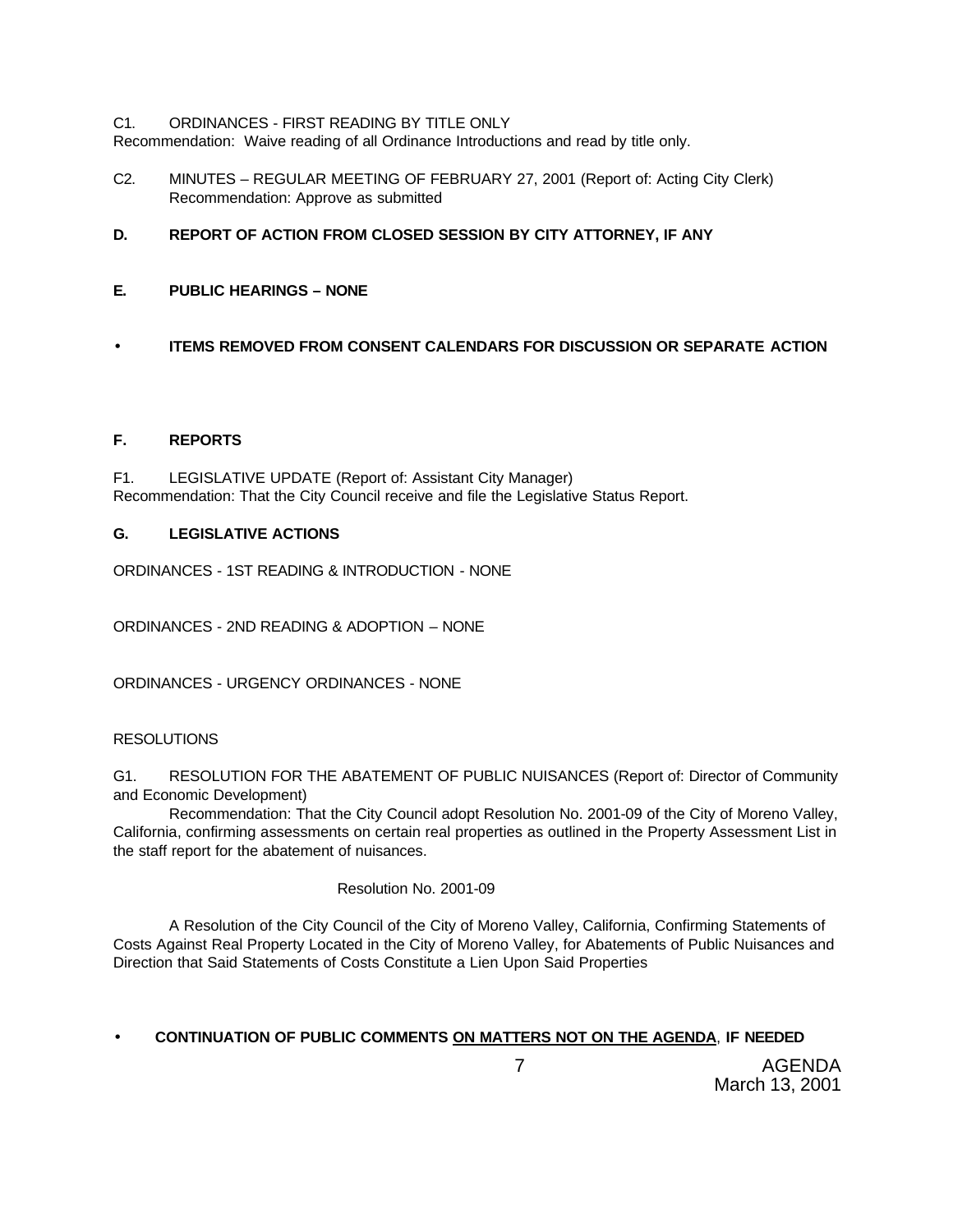C1. ORDINANCES - FIRST READING BY TITLE ONLY
Recommendation: Waive reading of all Ordinance Introductions and read by title only.

C2. MINUTES – REGULAR MEETING OF FEBRUARY 27, 2001 (Report of: Acting City Clerk)
Recommendation: Approve as submitted

**D. REPORT OF ACTION FROM CLOSED SESSION BY CITY ATTORNEY, IF ANY**

**E. PUBLIC HEARINGS – NONE**

- **ITEMS REMOVED FROM CONSENT CALENDARS FOR DISCUSSION OR SEPARATE ACTION**

**F. REPORTS**

F1. LEGISLATIVE UPDATE (Report of: Assistant City Manager)
Recommendation: That the City Council receive and file the Legislative Status Report.

**G. LEGISLATIVE ACTIONS**

ORDINANCES - 1ST READING & INTRODUCTION - NONE

ORDINANCES - 2ND READING & ADOPTION – NONE

ORDINANCES - URGENCY ORDINANCES - NONE

RESOLUTIONS

G1. RESOLUTION FOR THE ABATEMENT OF PUBLIC NUISANCES (Report of: Director of Community and Economic Development)

Recommendation: That the City Council adopt Resolution No. 2001-09 of the City of Moreno Valley, California, confirming assessments on certain real properties as outlined in the Property Assessment List in the staff report for the abatement of nuisances.

Resolution No. 2001-09

A Resolution of the City Council of the City of Moreno Valley, California, Confirming Statements of Costs Against Real Property Located in the City of Moreno Valley, for Abatements of Public Nuisances and Direction that Said Statements of Costs Constitute a Lien Upon Said Properties

- **CONTINUATION OF PUBLIC COMMENTS <u>ON MATTERS NOT ON THE AGENDA</u>, IF NEEDED**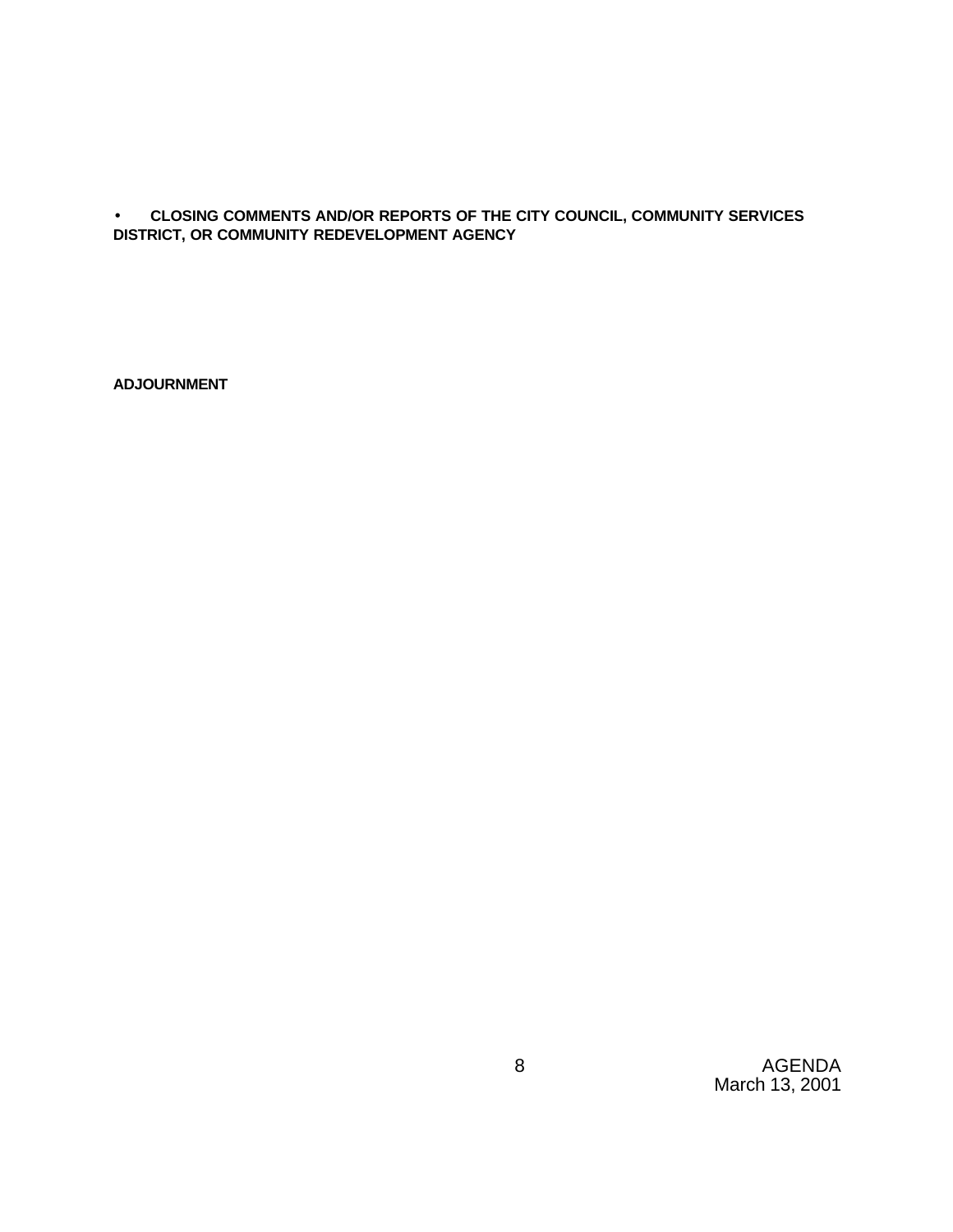- **CLOSING COMMENTS AND/OR REPORTS OF THE CITY COUNCIL, COMMUNITY SERVICES DISTRICT, OR COMMUNITY REDEVELOPMENT AGENCY**

**ADJOURNMENT**